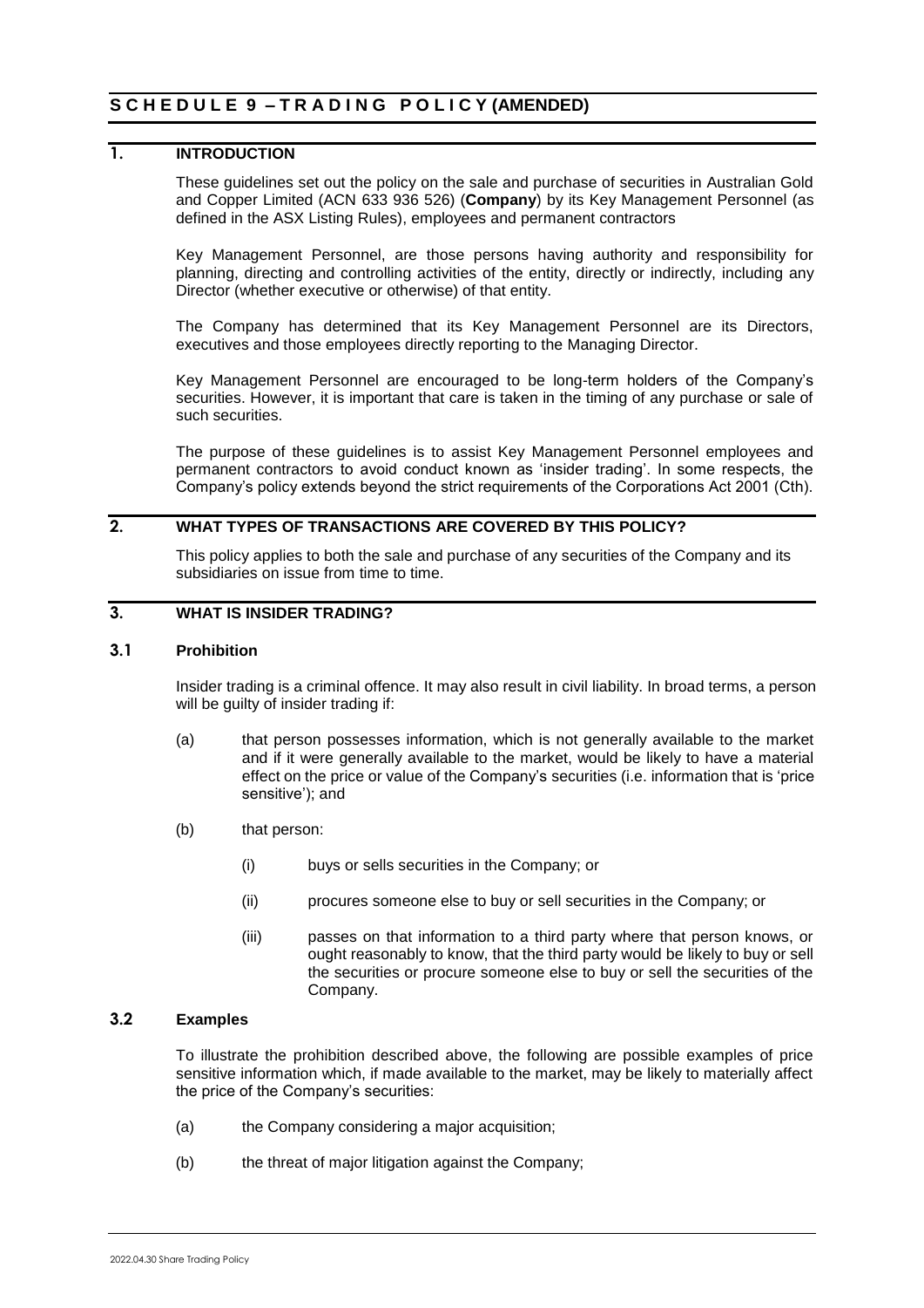# SCHEDULE 9 – TRADING POLICY (AMENDED)

## 1. INTRODUCTION

These guidelines set out the policy on the sale and purchase of securities in Australian Gold and Copper Limited (ACN 633 936 526) (**Company**) by its Key Management Personnel (as defined in the ASX Listing Rules), employees and permanent contractors

Key Management Personnel, are those persons having authority and responsibility for planning, directing and controlling activities of the entity, directly or indirectly, including any Director (whether executive or otherwise) of that entity.

The Company has determined that its Key Management Personnel are its Directors, executives and those employees directly reporting to the Managing Director.

Key Management Personnel are encouraged to be long-term holders of the Company's securities. However, it is important that care is taken in the timing of any purchase or sale of such securities.

The purpose of these guidelines is to assist Key Management Personnel employees and permanent contractors to avoid conduct known as 'insider trading'. In some respects, the Company's policy extends beyond the strict requirements of the Corporations Act 2001 (Cth).

## 2. WHAT TYPES OF TRANSACTIONS ARE COVERED BY THIS POLICY?

This policy applies to both the sale and purchase of any securities of the Company and its subsidiaries on issue from time to time.

## 3. WHAT IS INSIDER TRADING?

### 3.1 Prohibition

Insider trading is a criminal offence. It may also result in civil liability. In broad terms, a person will be guilty of insider trading if:

(a) that person possesses information, which is not generally available to the market and if it were generally available to the market, would be likely to have a material effect on the price or value of the Company's securities (i.e. information that is 'price sensitive'); and

(b) that person:

(i) buys or sells securities in the Company; or

(ii) procures someone else to buy or sell securities in the Company; or

(iii) passes on that information to a third party where that person knows, or ought reasonably to know, that the third party would be likely to buy or sell the securities or procure someone else to buy or sell the securities of the Company.

### 3.2 Examples

To illustrate the prohibition described above, the following are possible examples of price sensitive information which, if made available to the market, may be likely to materially affect the price of the Company's securities:

(a) the Company considering a major acquisition;

(b) the threat of major litigation against the Company;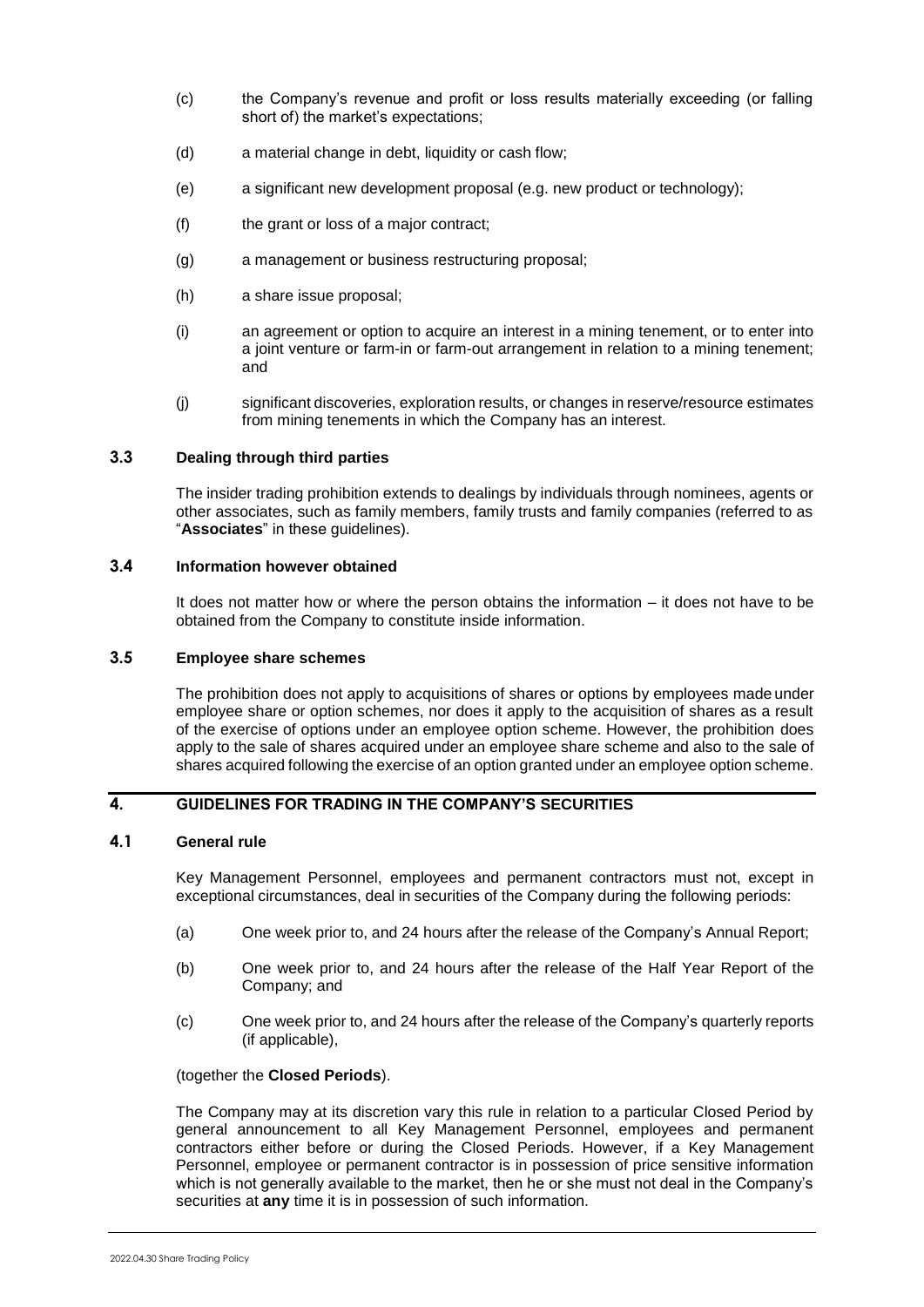(c) the Company's revenue and profit or loss results materially exceeding (or falling short of) the market's expectations;

(d) a material change in debt, liquidity or cash flow;

(e) a significant new development proposal (e.g. new product or technology);

(f) the grant or loss of a major contract;

(g) a management or business restructuring proposal;

(h) a share issue proposal;

(i) an agreement or option to acquire an interest in a mining tenement, or to enter into a joint venture or farm-in or farm-out arrangement in relation to a mining tenement; and

(j) significant discoveries, exploration results, or changes in reserve/resource estimates from mining tenements in which the Company has an interest.

### 3.3 Dealing through third parties

The insider trading prohibition extends to dealings by individuals through nominees, agents or other associates, such as family members, family trusts and family companies (referred to as "**Associates**" in these guidelines).

### 3.4 Information however obtained

It does not matter how or where the person obtains the information – it does not have to be obtained from the Company to constitute inside information.

### 3.5 Employee share schemes

The prohibition does not apply to acquisitions of shares or options by employees made under employee share or option schemes, nor does it apply to the acquisition of shares as a result of the exercise of options under an employee option scheme. However, the prohibition does apply to the sale of shares acquired under an employee share scheme and also to the sale of shares acquired following the exercise of an option granted under an employee option scheme.

## 4. GUIDELINES FOR TRADING IN THE COMPANY'S SECURITIES

### 4.1 General rule

Key Management Personnel, employees and permanent contractors must not, except in exceptional circumstances, deal in securities of the Company during the following periods:

(a) One week prior to, and 24 hours after the release of the Company's Annual Report;

(b) One week prior to, and 24 hours after the release of the Half Year Report of the Company; and

(c) One week prior to, and 24 hours after the release of the Company's quarterly reports (if applicable),

(together the **Closed Periods**).

The Company may at its discretion vary this rule in relation to a particular Closed Period by general announcement to all Key Management Personnel, employees and permanent contractors either before or during the Closed Periods. However, if a Key Management Personnel, employee or permanent contractor is in possession of price sensitive information which is not generally available to the market, then he or she must not deal in the Company's securities at **any** time it is in possession of such information.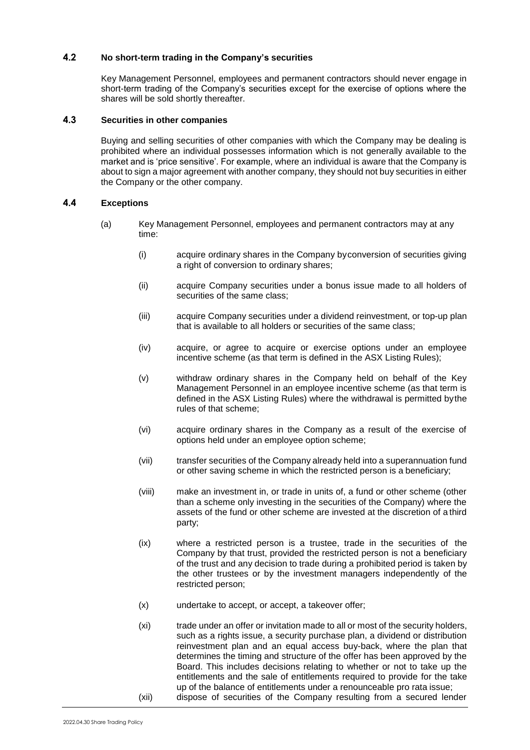### 4.2 No short-term trading in the Company's securities

Key Management Personnel, employees and permanent contractors should never engage in short-term trading of the Company's securities except for the exercise of options where the shares will be sold shortly thereafter.

### 4.3 Securities in other companies

Buying and selling securities of other companies with which the Company may be dealing is prohibited where an individual possesses information which is not generally available to the market and is 'price sensitive'. For example, where an individual is aware that the Company is about to sign a major agreement with another company, they should not buy securities in either the Company or the other company.

### 4.4 Exceptions

(a) Key Management Personnel, employees and permanent contractors may at any time:

(i) acquire ordinary shares in the Company by conversion of securities giving a right of conversion to ordinary shares;

(ii) acquire Company securities under a bonus issue made to all holders of securities of the same class;

(iii) acquire Company securities under a dividend reinvestment, or top-up plan that is available to all holders or securities of the same class;

(iv) acquire, or agree to acquire or exercise options under an employee incentive scheme (as that term is defined in the ASX Listing Rules);

(v) withdraw ordinary shares in the Company held on behalf of the Key Management Personnel in an employee incentive scheme (as that term is defined in the ASX Listing Rules) where the withdrawal is permitted by the rules of that scheme;

(vi) acquire ordinary shares in the Company as a result of the exercise of options held under an employee option scheme;

(vii) transfer securities of the Company already held into a superannuation fund or other saving scheme in which the restricted person is a beneficiary;

(viii) make an investment in, or trade in units of, a fund or other scheme (other than a scheme only investing in the securities of the Company) where the assets of the fund or other scheme are invested at the discretion of a third party;

(ix) where a restricted person is a trustee, trade in the securities of the Company by that trust, provided the restricted person is not a beneficiary of the trust and any decision to trade during a prohibited period is taken by the other trustees or by the investment managers independently of the restricted person;

(x) undertake to accept, or accept, a takeover offer;

(xi) trade under an offer or invitation made to all or most of the security holders, such as a rights issue, a security purchase plan, a dividend or distribution reinvestment plan and an equal access buy-back, where the plan that determines the timing and structure of the offer has been approved by the Board. This includes decisions relating to whether or not to take up the entitlements and the sale of entitlements required to provide for the take up of the balance of entitlements under a renounceable pro rata issue;

(xii) dispose of securities of the Company resulting from a secured lender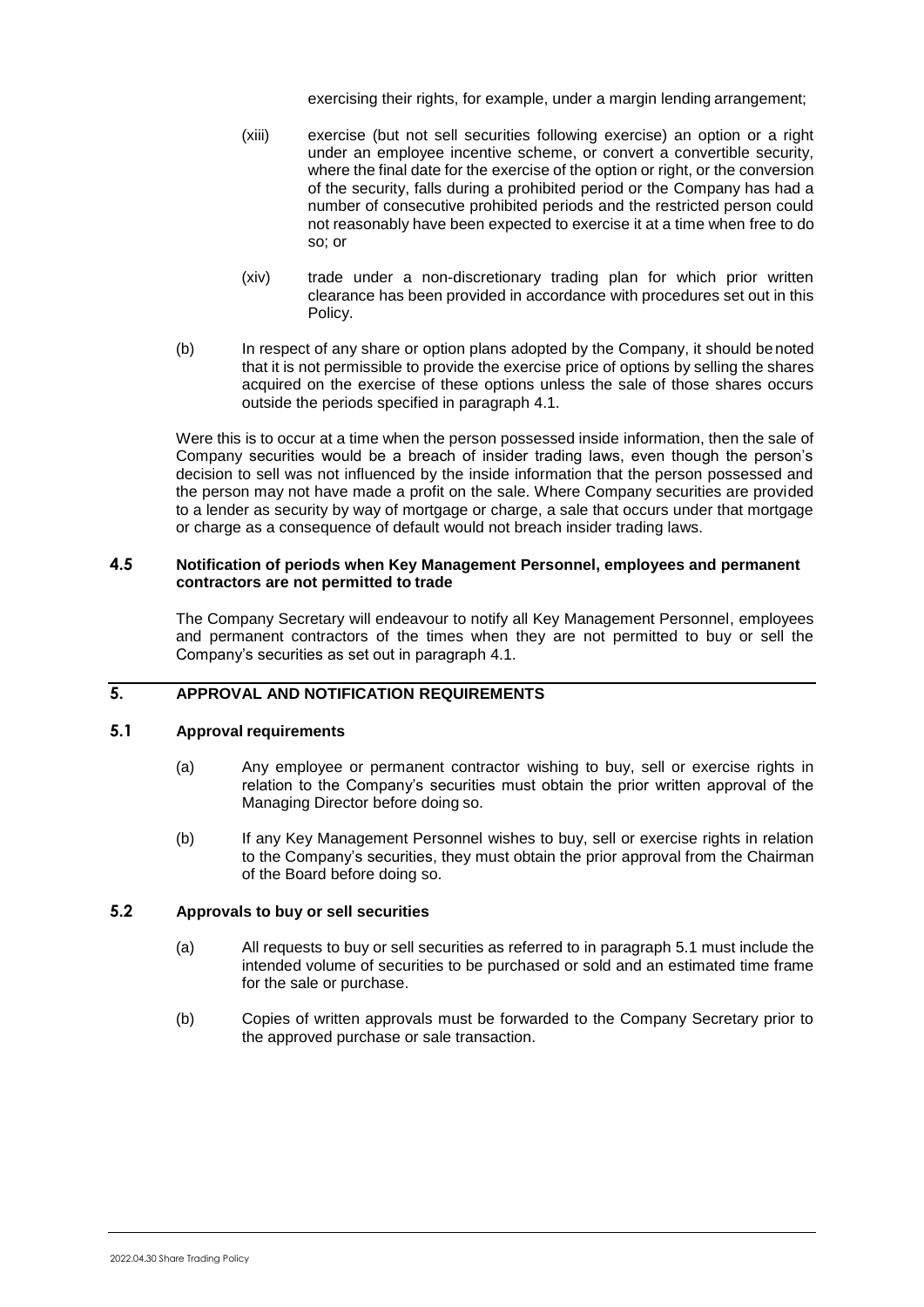exercising their rights, for example, under a margin lending arrangement;

(xiii) exercise (but not sell securities following exercise) an option or a right under an employee incentive scheme, or convert a convertible security, where the final date for the exercise of the option or right, or the conversion of the security, falls during a prohibited period or the Company has had a number of consecutive prohibited periods and the restricted person could not reasonably have been expected to exercise it at a time when free to do so; or

(xiv) trade under a non-discretionary trading plan for which prior written clearance has been provided in accordance with procedures set out in this Policy.

(b) In respect of any share or option plans adopted by the Company, it should be noted that it is not permissible to provide the exercise price of options by selling the shares acquired on the exercise of these options unless the sale of those shares occurs outside the periods specified in paragraph 4.1.

Were this is to occur at a time when the person possessed inside information, then the sale of Company securities would be a breach of insider trading laws, even though the person's decision to sell was not influenced by the inside information that the person possessed and the person may not have made a profit on the sale. Where Company securities are provided to a lender as security by way of mortgage or charge, a sale that occurs under that mortgage or charge as a consequence of default would not breach insider trading laws.

### 4.5 Notification of periods when Key Management Personnel, employees and permanent contractors are not permitted to trade

The Company Secretary will endeavour to notify all Key Management Personnel, employees and permanent contractors of the times when they are not permitted to buy or sell the Company's securities as set out in paragraph 4.1.

## 5. APPROVAL AND NOTIFICATION REQUIREMENTS

### 5.1 Approval requirements

(a) Any employee or permanent contractor wishing to buy, sell or exercise rights in relation to the Company's securities must obtain the prior written approval of the Managing Director before doing so.

(b) If any Key Management Personnel wishes to buy, sell or exercise rights in relation to the Company's securities, they must obtain the prior approval from the Chairman of the Board before doing so.

### 5.2 Approvals to buy or sell securities

(a) All requests to buy or sell securities as referred to in paragraph 5.1 must include the intended volume of securities to be purchased or sold and an estimated time frame for the sale or purchase.

(b) Copies of written approvals must be forwarded to the Company Secretary prior to the approved purchase or sale transaction.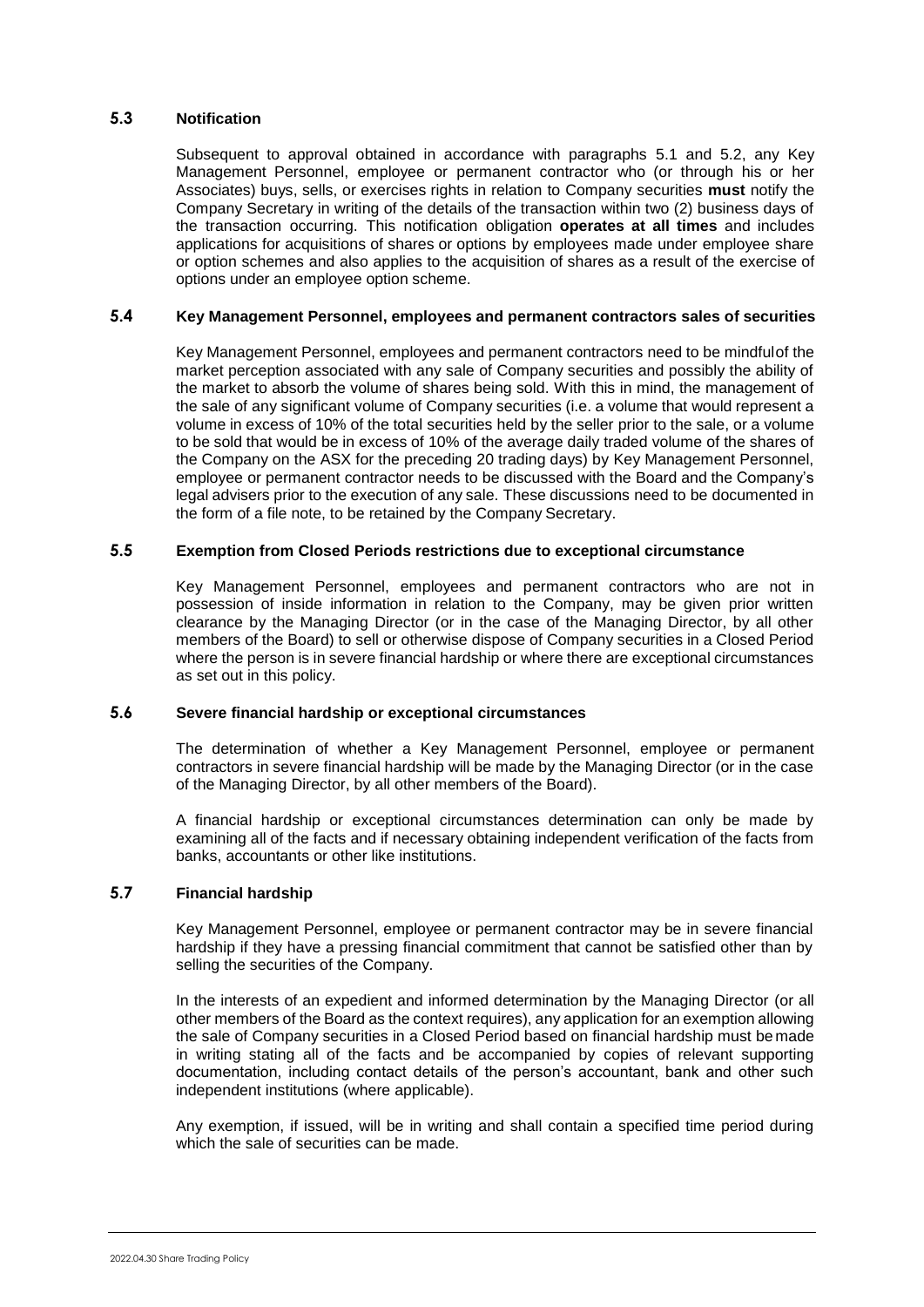### 5.3 Notification

Subsequent to approval obtained in accordance with paragraphs 5.1 and 5.2, any Key Management Personnel, employee or permanent contractor who (or through his or her Associates) buys, sells, or exercises rights in relation to Company securities **must** notify the Company Secretary in writing of the details of the transaction within two (2) business days of the transaction occurring. This notification obligation **operates at all times** and includes applications for acquisitions of shares or options by employees made under employee share or option schemes and also applies to the acquisition of shares as a result of the exercise of options under an employee option scheme.

### 5.4 Key Management Personnel, employees and permanent contractors sales of securities

Key Management Personnel, employees and permanent contractors need to be mindfulof the market perception associated with any sale of Company securities and possibly the ability of the market to absorb the volume of shares being sold. With this in mind, the management of the sale of any significant volume of Company securities (i.e. a volume that would represent a volume in excess of 10% of the total securities held by the seller prior to the sale, or a volume to be sold that would be in excess of 10% of the average daily traded volume of the shares of the Company on the ASX for the preceding 20 trading days) by Key Management Personnel, employee or permanent contractor needs to be discussed with the Board and the Company's legal advisers prior to the execution of any sale. These discussions need to be documented in the form of a file note, to be retained by the Company Secretary.

### 5.5 Exemption from Closed Periods restrictions due to exceptional circumstance

Key Management Personnel, employees and permanent contractors who are not in possession of inside information in relation to the Company, may be given prior written clearance by the Managing Director (or in the case of the Managing Director, by all other members of the Board) to sell or otherwise dispose of Company securities in a Closed Period where the person is in severe financial hardship or where there are exceptional circumstances as set out in this policy.

### 5.6 Severe financial hardship or exceptional circumstances

The determination of whether a Key Management Personnel, employee or permanent contractors in severe financial hardship will be made by the Managing Director (or in the case of the Managing Director, by all other members of the Board).

A financial hardship or exceptional circumstances determination can only be made by examining all of the facts and if necessary obtaining independent verification of the facts from banks, accountants or other like institutions.

### 5.7 Financial hardship

Key Management Personnel, employee or permanent contractor may be in severe financial hardship if they have a pressing financial commitment that cannot be satisfied other than by selling the securities of the Company.

In the interests of an expedient and informed determination by the Managing Director (or all other members of the Board as the context requires), any application for an exemption allowing the sale of Company securities in a Closed Period based on financial hardship must bemade in writing stating all of the facts and be accompanied by copies of relevant supporting documentation, including contact details of the person's accountant, bank and other such independent institutions (where applicable).

Any exemption, if issued, will be in writing and shall contain a specified time period during which the sale of securities can be made.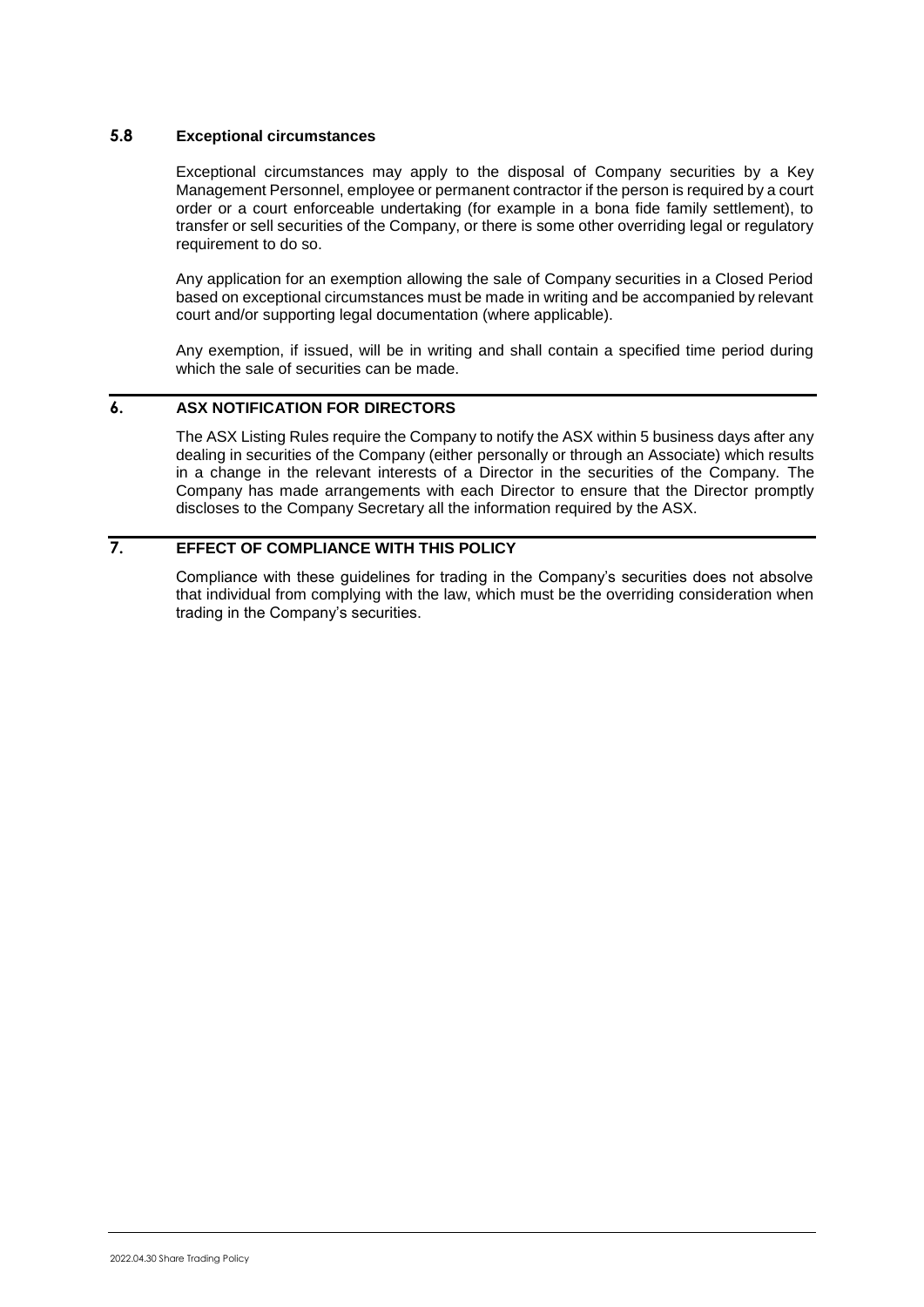### 5.8 Exceptional circumstances

Exceptional circumstances may apply to the disposal of Company securities by a Key Management Personnel, employee or permanent contractor if the person is required by a court order or a court enforceable undertaking (for example in a bona fide family settlement), to transfer or sell securities of the Company, or there is some other overriding legal or regulatory requirement to do so.

Any application for an exemption allowing the sale of Company securities in a Closed Period based on exceptional circumstances must be made in writing and be accompanied by relevant court and/or supporting legal documentation (where applicable).

Any exemption, if issued, will be in writing and shall contain a specified time period during which the sale of securities can be made.

## 6. ASX NOTIFICATION FOR DIRECTORS

The ASX Listing Rules require the Company to notify the ASX within 5 business days after any dealing in securities of the Company (either personally or through an Associate) which results in a change in the relevant interests of a Director in the securities of the Company. The Company has made arrangements with each Director to ensure that the Director promptly discloses to the Company Secretary all the information required by the ASX.

## 7. EFFECT OF COMPLIANCE WITH THIS POLICY

Compliance with these guidelines for trading in the Company's securities does not absolve that individual from complying with the law, which must be the overriding consideration when trading in the Company's securities.